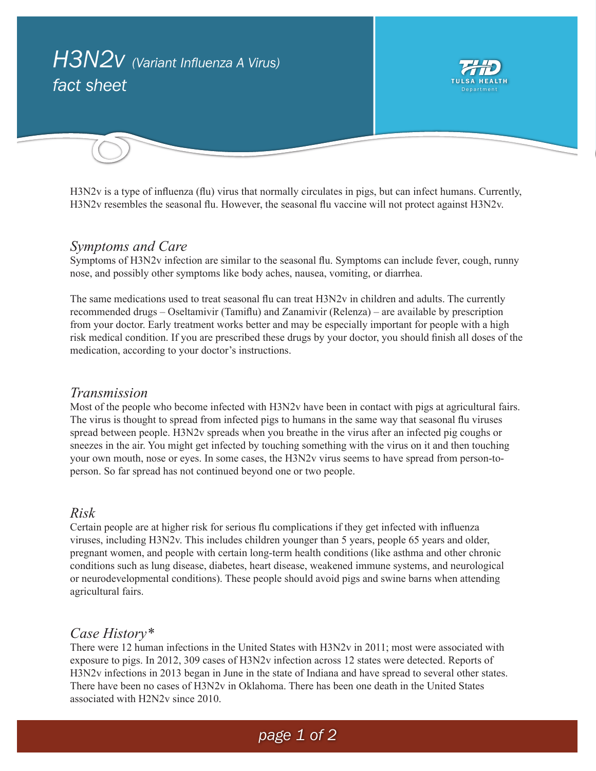# H3N2v *(Variant Influenza A Virus)* fact sheet

TULSA HEALTH Department

H3N2v is a type of influenza (flu) virus that normally circulates in pigs, but can infect humans. Currently, H3N2v resembles the seasonal flu. However, the seasonal flu vaccine will not protect against H3N2v.

## *Symptoms and Care*

Symptoms of H3N2v infection are similar to the seasonal flu. Symptoms can include fever, cough, runny nose, and possibly other symptoms like body aches, nausea, vomiting, or diarrhea.

The same medications used to treat seasonal flu can treat H3N2v in children and adults. The currently recommended drugs – Oseltamivir (Tamiflu) and Zanamivir (Relenza) – are available by prescription from your doctor. Early treatment works better and may be especially important for people with a high risk medical condition. If you are prescribed these drugs by your doctor, you should finish all doses of the medication, according to your doctor's instructions.

## *Transmission*

Most of the people who become infected with H3N2v have been in contact with pigs at agricultural fairs. The virus is thought to spread from infected pigs to humans in the same way that seasonal flu viruses spread between people. H3N2v spreads when you breathe in the virus after an infected pig coughs or sneezes in the air. You might get infected by touching something with the virus on it and then touching your own mouth, nose or eyes. In some cases, the H3N2v virus seems to have spread from person-to-person. So far spread has not continued beyond one or two people.

## *Risk*

Certain people are at higher risk for serious flu complications if they get infected with influenza viruses, including H3N2v. This includes children younger than 5 years, people 65 years and older, pregnant women, and people with certain long-term health conditions (like asthma and other chronic conditions such as lung disease, diabetes, heart disease, weakened immune systems, and neurological or neurodevelopmental conditions). These people should avoid pigs and swine barns when attending agricultural fairs.

## *Case History**

There were 12 human infections in the United States with H3N2v in 2011; most were associated with exposure to pigs. In 2012, 309 cases of H3N2v infection across 12 states were detected. Reports of H3N2v infections in 2013 began in June in the state of Indiana and have spread to several other states. There have been no cases of H3N2v in Oklahoma. There has been one death in the United States associated with H2N2v since 2010.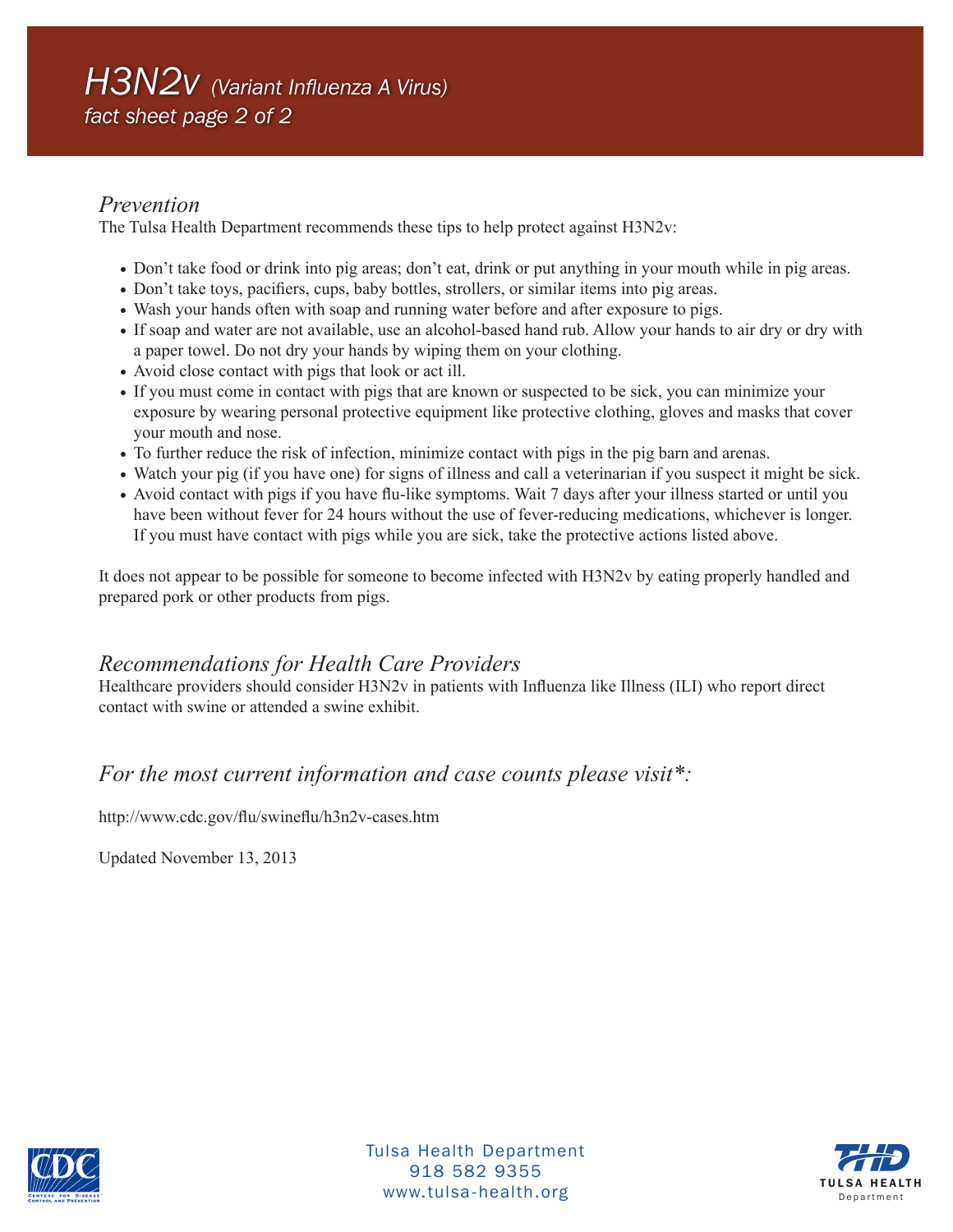# H3N2v *(Variant Influenza A Virus)*

*fact sheet page 2 of 2*

## *Prevention*

The Tulsa Health Department recommends these tips to help protect against H3N2v:

- Don't take food or drink into pig areas; don't eat, drink or put anything in your mouth while in pig areas.
- Don't take toys, pacifiers, cups, baby bottles, strollers, or similar items into pig areas.
- Wash your hands often with soap and running water before and after exposure to pigs.
- If soap and water are not available, use an alcohol-based hand rub. Allow your hands to air dry or dry with a paper towel. Do not dry your hands by wiping them on your clothing.
- Avoid close contact with pigs that look or act ill.
- If you must come in contact with pigs that are known or suspected to be sick, you can minimize your exposure by wearing personal protective equipment like protective clothing, gloves and masks that cover your mouth and nose.
- To further reduce the risk of infection, minimize contact with pigs in the pig barn and arenas.
- Watch your pig (if you have one) for signs of illness and call a veterinarian if you suspect it might be sick.
- Avoid contact with pigs if you have flu-like symptoms. Wait 7 days after your illness started or until you have been without fever for 24 hours without the use of fever-reducing medications, whichever is longer. If you must have contact with pigs while you are sick, take the protective actions listed above.

It does not appear to be possible for someone to become infected with H3N2v by eating properly handled and prepared pork or other products from pigs.

## *Recommendations for Health Care Providers*

Healthcare providers should consider H3N2v in patients with Influenza like Illness (ILI) who report direct contact with swine or attended a swine exhibit.

## *For the most current information and case counts please visit*:*

http://www.cdc.gov/flu/swineflu/h3n2v-cases.htm

Updated November 13, 2013

Tulsa Health Department
918 582 9355
www.tulsa-health.org